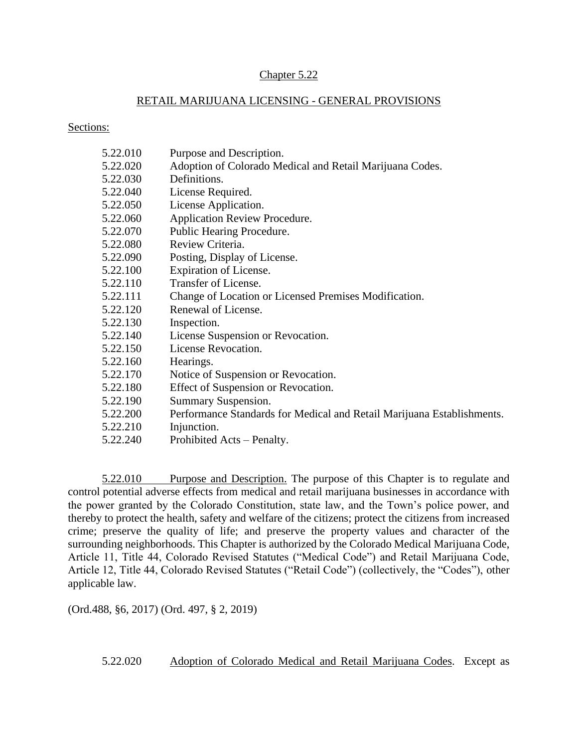## Chapter 5.22

## RETAIL MARIJUANA LICENSING - GENERAL PROVISIONS

Sections:

| | |
|---|---|
| 5.22.010 | Purpose and Description. |
| 5.22.020 | Adoption of Colorado Medical and Retail Marijuana Codes. |
| 5.22.030 | Definitions. |
| 5.22.040 | License Required. |
| 5.22.050 | License Application. |
| 5.22.060 | Application Review Procedure. |
| 5.22.070 | Public Hearing Procedure. |
| 5.22.080 | Review Criteria. |
| 5.22.090 | Posting, Display of License. |
| 5.22.100 | Expiration of License. |
| 5.22.110 | Transfer of License. |
| 5.22.111 | Change of Location or Licensed Premises Modification. |
| 5.22.120 | Renewal of License. |
| 5.22.130 | Inspection. |
| 5.22.140 | License Suspension or Revocation. |
| 5.22.150 | License Revocation. |
| 5.22.160 | Hearings. |
| 5.22.170 | Notice of Suspension or Revocation. |
| 5.22.180 | Effect of Suspension or Revocation. |
| 5.22.190 | Summary Suspension. |
| 5.22.200 | Performance Standards for Medical and Retail Marijuana Establishments. |
| 5.22.210 | Injunction. |
| 5.22.240 | Prohibited Acts – Penalty. |

5.22.010 Purpose and Description. The purpose of this Chapter is to regulate and control potential adverse effects from medical and retail marijuana businesses in accordance with the power granted by the Colorado Constitution, state law, and the Town's police power, and thereby to protect the health, safety and welfare of the citizens; protect the citizens from increased crime; preserve the quality of life; and preserve the property values and character of the surrounding neighborhoods. This Chapter is authorized by the Colorado Medical Marijuana Code, Article 11, Title 44, Colorado Revised Statutes ("Medical Code") and Retail Marijuana Code, Article 12, Title 44, Colorado Revised Statutes ("Retail Code") (collectively, the "Codes"), other applicable law.

(Ord.488, §6, 2017) (Ord. 497, § 2, 2019)

5.22.020 Adoption of Colorado Medical and Retail Marijuana Codes. Except as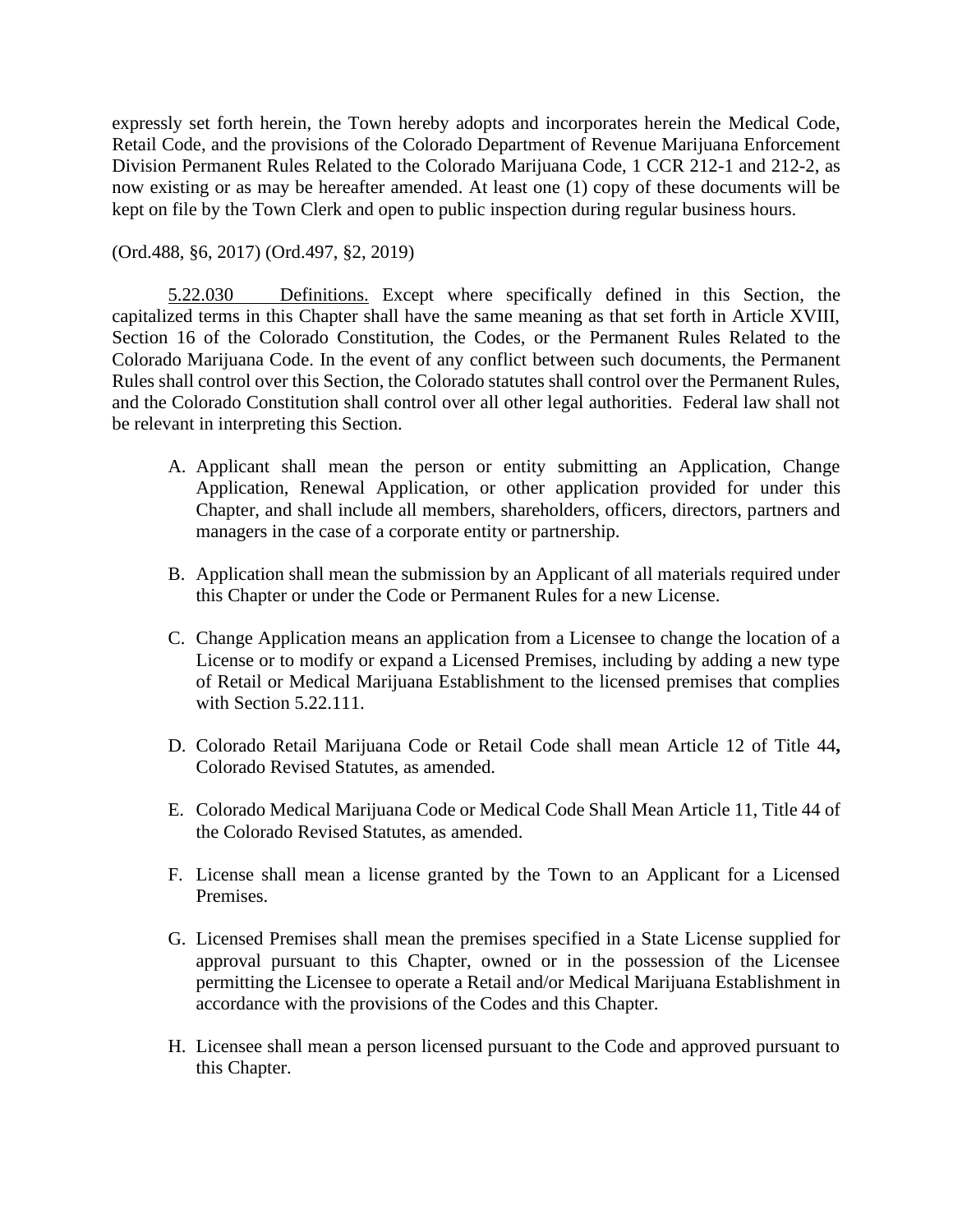expressly set forth herein, the Town hereby adopts and incorporates herein the Medical Code, Retail Code, and the provisions of the Colorado Department of Revenue Marijuana Enforcement Division Permanent Rules Related to the Colorado Marijuana Code, 1 CCR 212-1 and 212-2, as now existing or as may be hereafter amended. At least one (1) copy of these documents will be kept on file by the Town Clerk and open to public inspection during regular business hours.

(Ord.488, §6, 2017) (Ord.497, §2, 2019)

5.22.030 Definitions. Except where specifically defined in this Section, the capitalized terms in this Chapter shall have the same meaning as that set forth in Article XVIII, Section 16 of the Colorado Constitution, the Codes, or the Permanent Rules Related to the Colorado Marijuana Code. In the event of any conflict between such documents, the Permanent Rules shall control over this Section, the Colorado statutes shall control over the Permanent Rules, and the Colorado Constitution shall control over all other legal authorities. Federal law shall not be relevant in interpreting this Section.

A. Applicant shall mean the person or entity submitting an Application, Change Application, Renewal Application, or other application provided for under this Chapter, and shall include all members, shareholders, officers, directors, partners and managers in the case of a corporate entity or partnership.

B. Application shall mean the submission by an Applicant of all materials required under this Chapter or under the Code or Permanent Rules for a new License.

C. Change Application means an application from a Licensee to change the location of a License or to modify or expand a Licensed Premises, including by adding a new type of Retail or Medical Marijuana Establishment to the licensed premises that complies with Section 5.22.111.

D. Colorado Retail Marijuana Code or Retail Code shall mean Article 12 of Title 44**,** Colorado Revised Statutes, as amended.

E. Colorado Medical Marijuana Code or Medical Code Shall Mean Article 11, Title 44 of the Colorado Revised Statutes, as amended.

F. License shall mean a license granted by the Town to an Applicant for a Licensed Premises.

G. Licensed Premises shall mean the premises specified in a State License supplied for approval pursuant to this Chapter, owned or in the possession of the Licensee permitting the Licensee to operate a Retail and/or Medical Marijuana Establishment in accordance with the provisions of the Codes and this Chapter.

H. Licensee shall mean a person licensed pursuant to the Code and approved pursuant to this Chapter.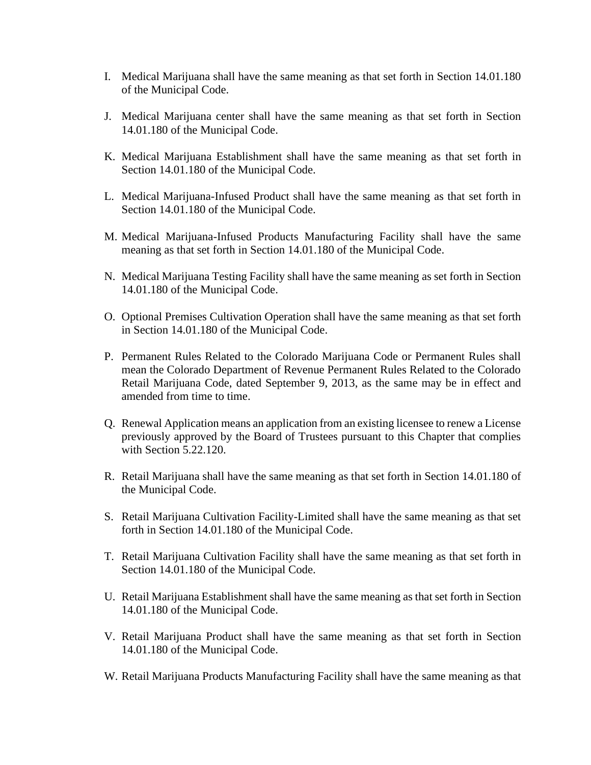I. Medical Marijuana shall have the same meaning as that set forth in Section 14.01.180 of the Municipal Code.

J. Medical Marijuana center shall have the same meaning as that set forth in Section 14.01.180 of the Municipal Code.

K. Medical Marijuana Establishment shall have the same meaning as that set forth in Section 14.01.180 of the Municipal Code.

L. Medical Marijuana-Infused Product shall have the same meaning as that set forth in Section 14.01.180 of the Municipal Code.

M. Medical Marijuana-Infused Products Manufacturing Facility shall have the same meaning as that set forth in Section 14.01.180 of the Municipal Code.

N. Medical Marijuana Testing Facility shall have the same meaning as set forth in Section 14.01.180 of the Municipal Code.

O. Optional Premises Cultivation Operation shall have the same meaning as that set forth in Section 14.01.180 of the Municipal Code.

P. Permanent Rules Related to the Colorado Marijuana Code or Permanent Rules shall mean the Colorado Department of Revenue Permanent Rules Related to the Colorado Retail Marijuana Code, dated September 9, 2013, as the same may be in effect and amended from time to time.

Q. Renewal Application means an application from an existing licensee to renew a License previously approved by the Board of Trustees pursuant to this Chapter that complies with Section 5.22.120.

R. Retail Marijuana shall have the same meaning as that set forth in Section 14.01.180 of the Municipal Code.

S. Retail Marijuana Cultivation Facility-Limited shall have the same meaning as that set forth in Section 14.01.180 of the Municipal Code.

T. Retail Marijuana Cultivation Facility shall have the same meaning as that set forth in Section 14.01.180 of the Municipal Code.

U. Retail Marijuana Establishment shall have the same meaning as that set forth in Section 14.01.180 of the Municipal Code.

V. Retail Marijuana Product shall have the same meaning as that set forth in Section 14.01.180 of the Municipal Code.

W. Retail Marijuana Products Manufacturing Facility shall have the same meaning as that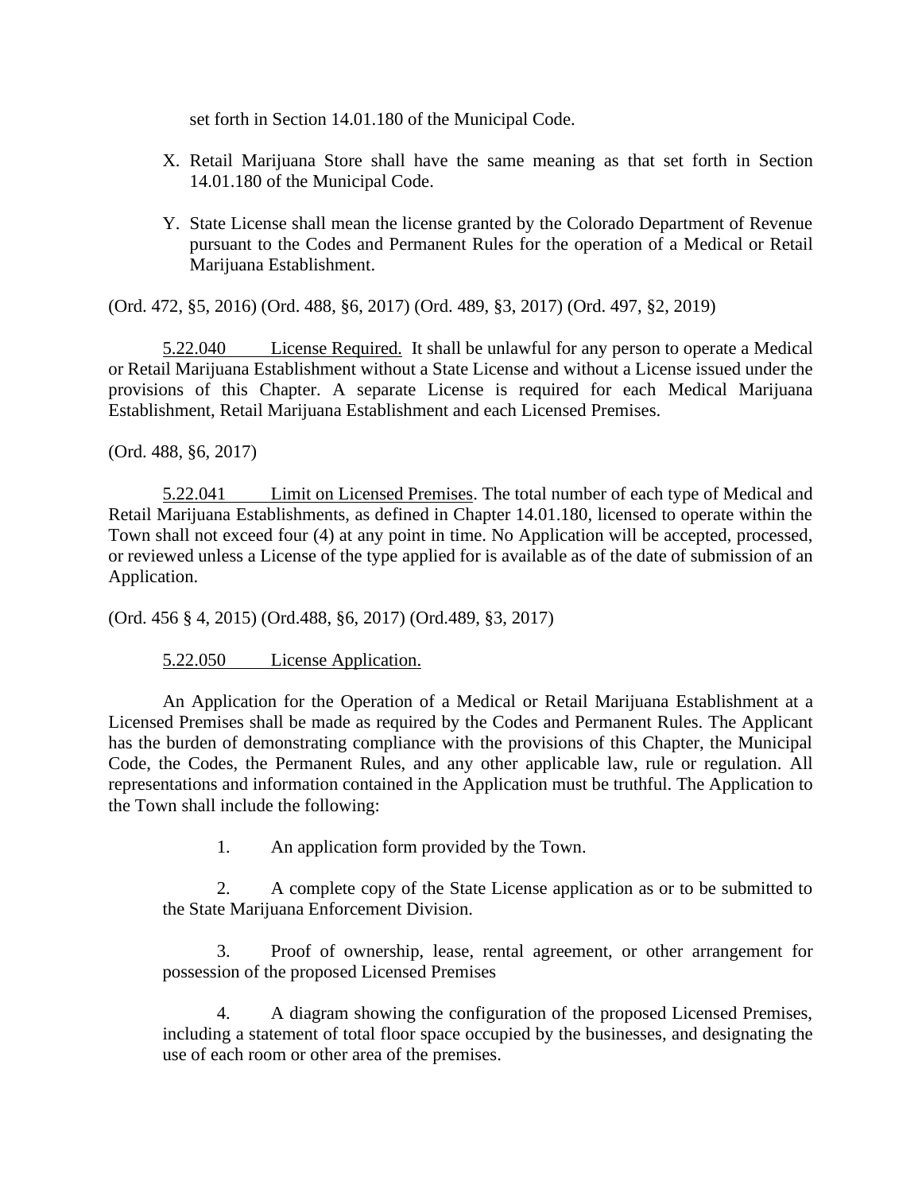set forth in Section 14.01.180 of the Municipal Code.

X. Retail Marijuana Store shall have the same meaning as that set forth in Section 14.01.180 of the Municipal Code.

Y. State License shall mean the license granted by the Colorado Department of Revenue pursuant to the Codes and Permanent Rules for the operation of a Medical or Retail Marijuana Establishment.

(Ord. 472, §5, 2016) (Ord. 488, §6, 2017) (Ord. 489, §3, 2017) (Ord. 497, §2, 2019)

5.22.040 License Required. It shall be unlawful for any person to operate a Medical or Retail Marijuana Establishment without a State License and without a License issued under the provisions of this Chapter. A separate License is required for each Medical Marijuana Establishment, Retail Marijuana Establishment and each Licensed Premises.

(Ord. 488, §6, 2017)

5.22.041 Limit on Licensed Premises. The total number of each type of Medical and Retail Marijuana Establishments, as defined in Chapter 14.01.180, licensed to operate within the Town shall not exceed four (4) at any point in time. No Application will be accepted, processed, or reviewed unless a License of the type applied for is available as of the date of submission of an Application.

(Ord. 456 § 4, 2015) (Ord.488, §6, 2017) (Ord.489, §3, 2017)

5.22.050 License Application.

An Application for the Operation of a Medical or Retail Marijuana Establishment at a Licensed Premises shall be made as required by the Codes and Permanent Rules. The Applicant has the burden of demonstrating compliance with the provisions of this Chapter, the Municipal Code, the Codes, the Permanent Rules, and any other applicable law, rule or regulation. All representations and information contained in the Application must be truthful. The Application to the Town shall include the following:

1. An application form provided by the Town.

2. A complete copy of the State License application as or to be submitted to the State Marijuana Enforcement Division.

3. Proof of ownership, lease, rental agreement, or other arrangement for possession of the proposed Licensed Premises

4. A diagram showing the configuration of the proposed Licensed Premises, including a statement of total floor space occupied by the businesses, and designating the use of each room or other area of the premises.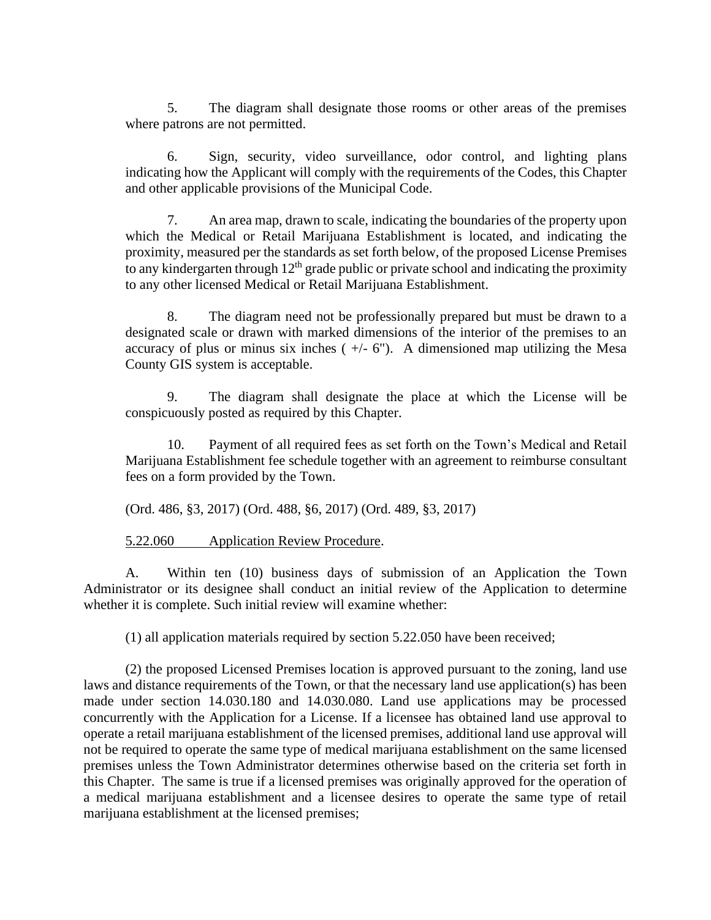5. The diagram shall designate those rooms or other areas of the premises where patrons are not permitted.

6. Sign, security, video surveillance, odor control, and lighting plans indicating how the Applicant will comply with the requirements of the Codes, this Chapter and other applicable provisions of the Municipal Code.

7. An area map, drawn to scale, indicating the boundaries of the property upon which the Medical or Retail Marijuana Establishment is located, and indicating the proximity, measured per the standards as set forth below, of the proposed License Premises to any kindergarten through 12th grade public or private school and indicating the proximity to any other licensed Medical or Retail Marijuana Establishment.

8. The diagram need not be professionally prepared but must be drawn to a designated scale or drawn with marked dimensions of the interior of the premises to an accuracy of plus or minus six inches ( +/- 6"). A dimensioned map utilizing the Mesa County GIS system is acceptable.

9. The diagram shall designate the place at which the License will be conspicuously posted as required by this Chapter.

10. Payment of all required fees as set forth on the Town's Medical and Retail Marijuana Establishment fee schedule together with an agreement to reimburse consultant fees on a form provided by the Town.

(Ord. 486, §3, 2017) (Ord. 488, §6, 2017) (Ord. 489, §3, 2017)

5.22.060 Application Review Procedure.

A. Within ten (10) business days of submission of an Application the Town Administrator or its designee shall conduct an initial review of the Application to determine whether it is complete. Such initial review will examine whether:

(1) all application materials required by section 5.22.050 have been received;

(2) the proposed Licensed Premises location is approved pursuant to the zoning, land use laws and distance requirements of the Town, or that the necessary land use application(s) has been made under section 14.030.180 and 14.030.080. Land use applications may be processed concurrently with the Application for a License. If a licensee has obtained land use approval to operate a retail marijuana establishment of the licensed premises, additional land use approval will not be required to operate the same type of medical marijuana establishment on the same licensed premises unless the Town Administrator determines otherwise based on the criteria set forth in this Chapter. The same is true if a licensed premises was originally approved for the operation of a medical marijuana establishment and a licensee desires to operate the same type of retail marijuana establishment at the licensed premises;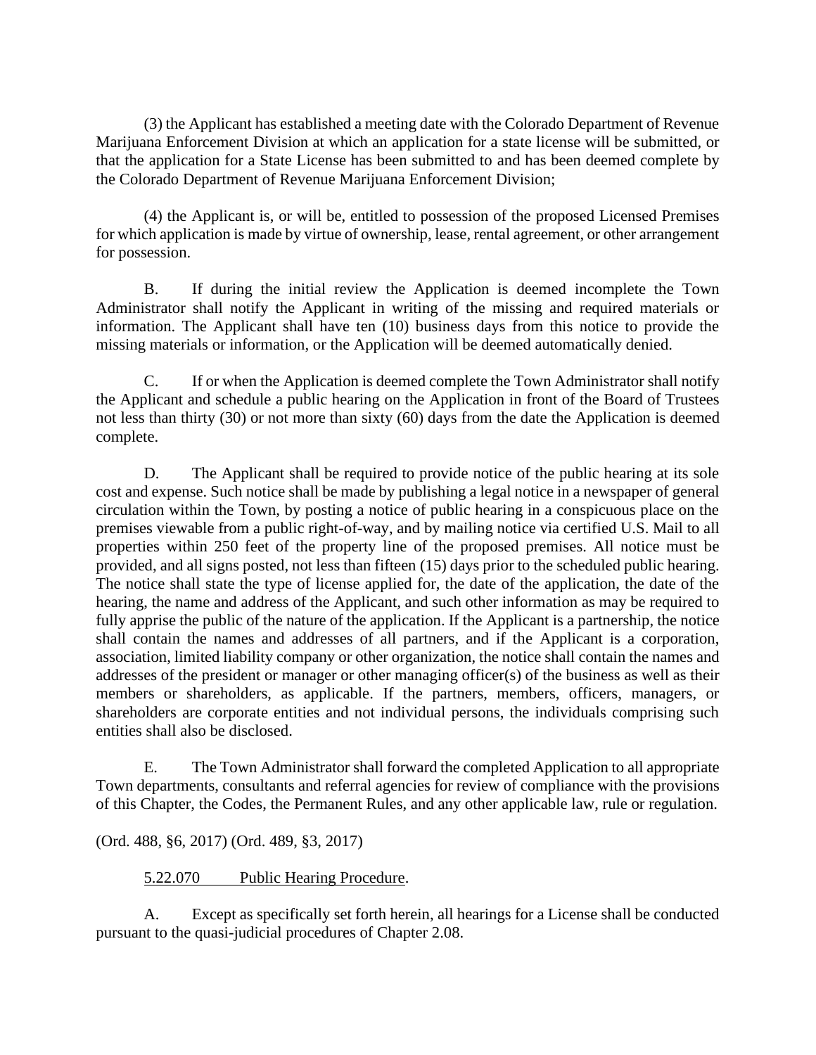(3) the Applicant has established a meeting date with the Colorado Department of Revenue Marijuana Enforcement Division at which an application for a state license will be submitted, or that the application for a State License has been submitted to and has been deemed complete by the Colorado Department of Revenue Marijuana Enforcement Division;

(4) the Applicant is, or will be, entitled to possession of the proposed Licensed Premises for which application is made by virtue of ownership, lease, rental agreement, or other arrangement for possession.

B. If during the initial review the Application is deemed incomplete the Town Administrator shall notify the Applicant in writing of the missing and required materials or information. The Applicant shall have ten (10) business days from this notice to provide the missing materials or information, or the Application will be deemed automatically denied.

C. If or when the Application is deemed complete the Town Administrator shall notify the Applicant and schedule a public hearing on the Application in front of the Board of Trustees not less than thirty (30) or not more than sixty (60) days from the date the Application is deemed complete.

D. The Applicant shall be required to provide notice of the public hearing at its sole cost and expense. Such notice shall be made by publishing a legal notice in a newspaper of general circulation within the Town, by posting a notice of public hearing in a conspicuous place on the premises viewable from a public right-of-way, and by mailing notice via certified U.S. Mail to all properties within 250 feet of the property line of the proposed premises. All notice must be provided, and all signs posted, not less than fifteen (15) days prior to the scheduled public hearing. The notice shall state the type of license applied for, the date of the application, the date of the hearing, the name and address of the Applicant, and such other information as may be required to fully apprise the public of the nature of the application. If the Applicant is a partnership, the notice shall contain the names and addresses of all partners, and if the Applicant is a corporation, association, limited liability company or other organization, the notice shall contain the names and addresses of the president or manager or other managing officer(s) of the business as well as their members or shareholders, as applicable. If the partners, members, officers, managers, or shareholders are corporate entities and not individual persons, the individuals comprising such entities shall also be disclosed.

E. The Town Administrator shall forward the completed Application to all appropriate Town departments, consultants and referral agencies for review of compliance with the provisions of this Chapter, the Codes, the Permanent Rules, and any other applicable law, rule or regulation.

(Ord. 488, §6, 2017) (Ord. 489, §3, 2017)

5.22.070 Public Hearing Procedure.

A. Except as specifically set forth herein, all hearings for a License shall be conducted pursuant to the quasi-judicial procedures of Chapter 2.08.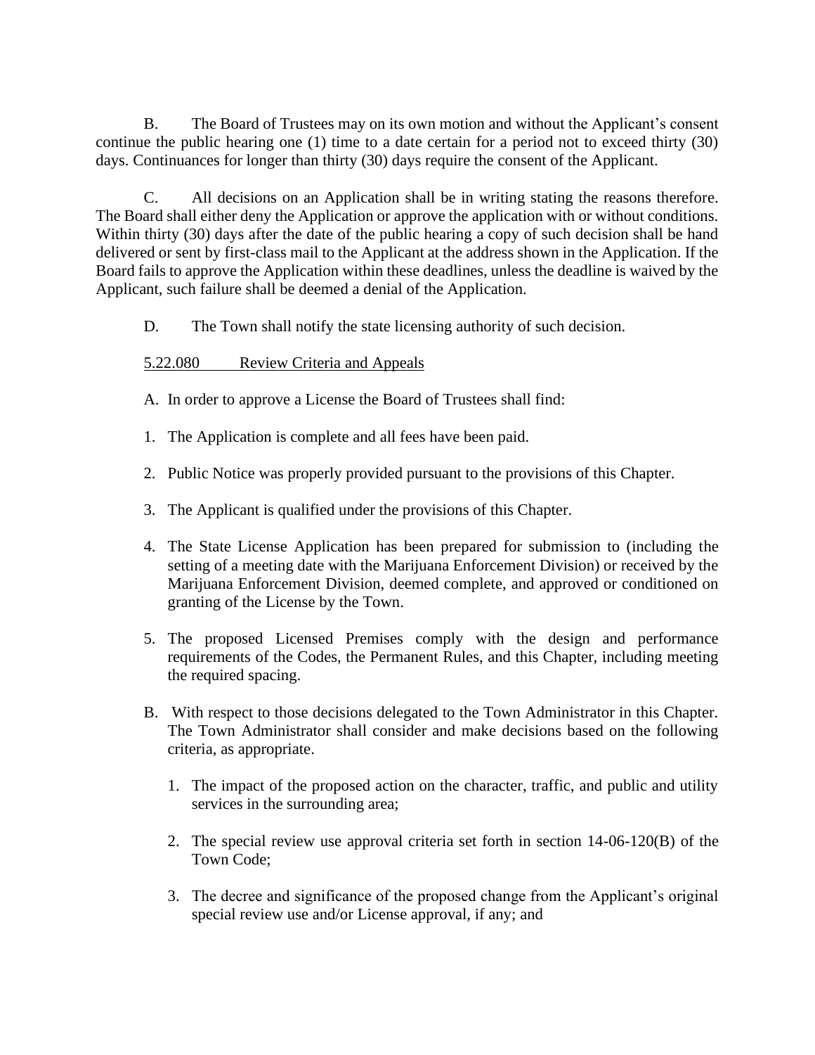B. The Board of Trustees may on its own motion and without the Applicant's consent continue the public hearing one (1) time to a date certain for a period not to exceed thirty (30) days. Continuances for longer than thirty (30) days require the consent of the Applicant.

C. All decisions on an Application shall be in writing stating the reasons therefore. The Board shall either deny the Application or approve the application with or without conditions. Within thirty (30) days after the date of the public hearing a copy of such decision shall be hand delivered or sent by first-class mail to the Applicant at the address shown in the Application. If the Board fails to approve the Application within these deadlines, unless the deadline is waived by the Applicant, such failure shall be deemed a denial of the Application.

D. The Town shall notify the state licensing authority of such decision.

<u>5.22.080 Review Criteria and Appeals</u>

A. In order to approve a License the Board of Trustees shall find:

1. The Application is complete and all fees have been paid.

2. Public Notice was properly provided pursuant to the provisions of this Chapter.

3. The Applicant is qualified under the provisions of this Chapter.

4. The State License Application has been prepared for submission to (including the setting of a meeting date with the Marijuana Enforcement Division) or received by the Marijuana Enforcement Division, deemed complete, and approved or conditioned on granting of the License by the Town.

5. The proposed Licensed Premises comply with the design and performance requirements of the Codes, the Permanent Rules, and this Chapter, including meeting the required spacing.

B. With respect to those decisions delegated to the Town Administrator in this Chapter. The Town Administrator shall consider and make decisions based on the following criteria, as appropriate.

   1. The impact of the proposed action on the character, traffic, and public and utility services in the surrounding area;

   2. The special review use approval criteria set forth in section 14-06-120(B) of the Town Code;

   3. The decree and significance of the proposed change from the Applicant's original special review use and/or License approval, if any; and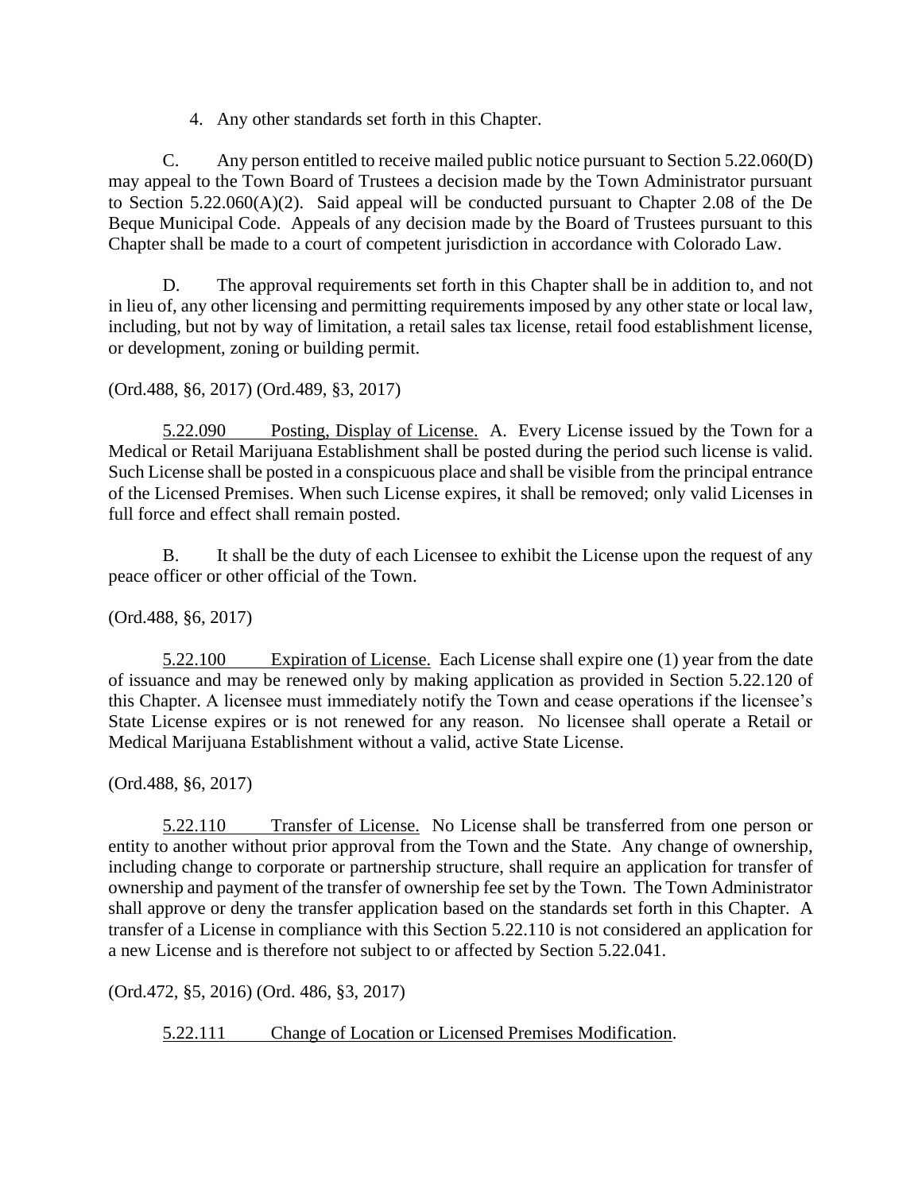4. Any other standards set forth in this Chapter.

C. Any person entitled to receive mailed public notice pursuant to Section 5.22.060(D) may appeal to the Town Board of Trustees a decision made by the Town Administrator pursuant to Section 5.22.060(A)(2). Said appeal will be conducted pursuant to Chapter 2.08 of the De Beque Municipal Code. Appeals of any decision made by the Board of Trustees pursuant to this Chapter shall be made to a court of competent jurisdiction in accordance with Colorado Law.

D. The approval requirements set forth in this Chapter shall be in addition to, and not in lieu of, any other licensing and permitting requirements imposed by any other state or local law, including, but not by way of limitation, a retail sales tax license, retail food establishment license, or development, zoning or building permit.

(Ord.488, §6, 2017) (Ord.489, §3, 2017)

5.22.090 Posting, Display of License. A. Every License issued by the Town for a Medical or Retail Marijuana Establishment shall be posted during the period such license is valid. Such License shall be posted in a conspicuous place and shall be visible from the principal entrance of the Licensed Premises. When such License expires, it shall be removed; only valid Licenses in full force and effect shall remain posted.

B. It shall be the duty of each Licensee to exhibit the License upon the request of any peace officer or other official of the Town.

(Ord.488, §6, 2017)

5.22.100 Expiration of License. Each License shall expire one (1) year from the date of issuance and may be renewed only by making application as provided in Section 5.22.120 of this Chapter. A licensee must immediately notify the Town and cease operations if the licensee's State License expires or is not renewed for any reason. No licensee shall operate a Retail or Medical Marijuana Establishment without a valid, active State License.

(Ord.488, §6, 2017)

5.22.110 Transfer of License. No License shall be transferred from one person or entity to another without prior approval from the Town and the State. Any change of ownership, including change to corporate or partnership structure, shall require an application for transfer of ownership and payment of the transfer of ownership fee set by the Town. The Town Administrator shall approve or deny the transfer application based on the standards set forth in this Chapter. A transfer of a License in compliance with this Section 5.22.110 is not considered an application for a new License and is therefore not subject to or affected by Section 5.22.041.

(Ord.472, §5, 2016) (Ord. 486, §3, 2017)

5.22.111 Change of Location or Licensed Premises Modification.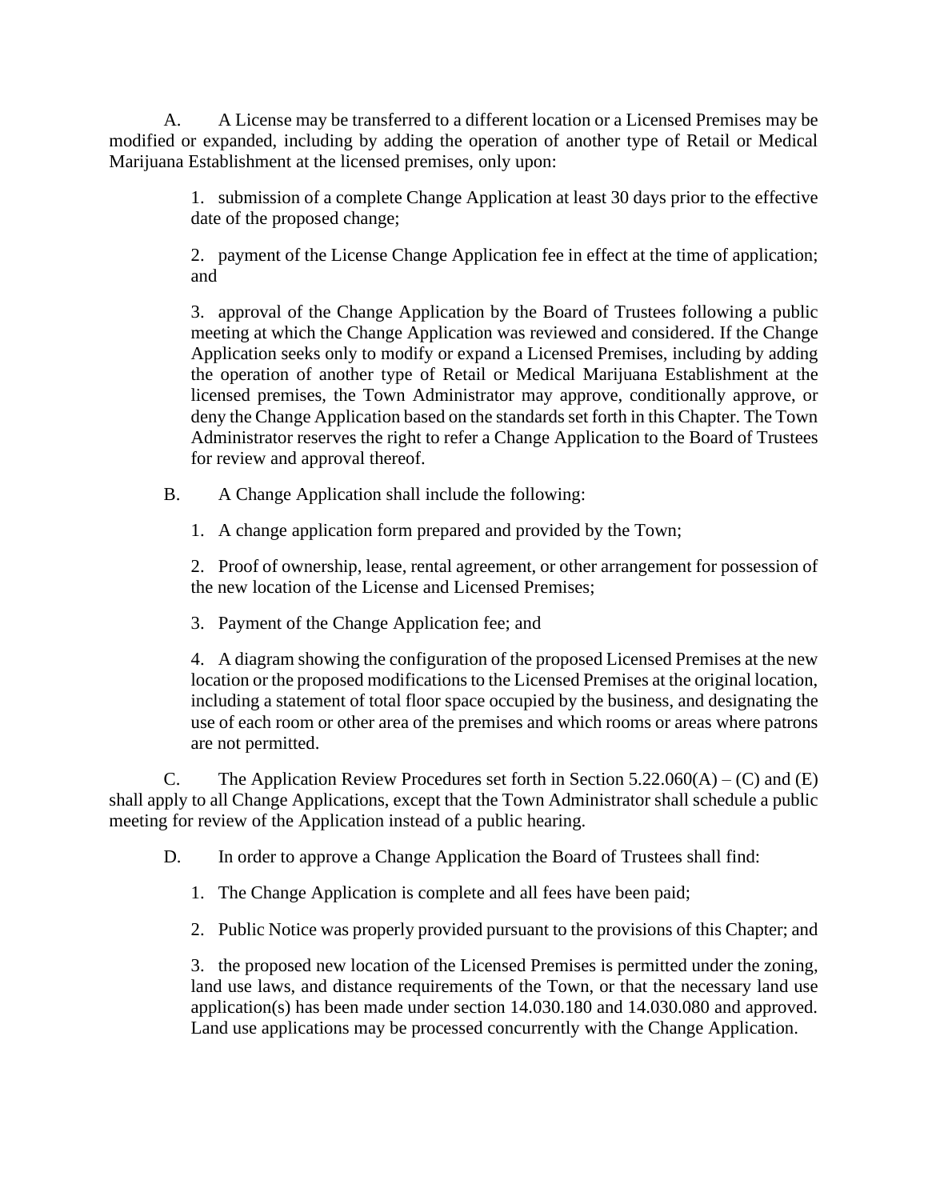A. A License may be transferred to a different location or a Licensed Premises may be modified or expanded, including by adding the operation of another type of Retail or Medical Marijuana Establishment at the licensed premises, only upon:

1. submission of a complete Change Application at least 30 days prior to the effective date of the proposed change;

2. payment of the License Change Application fee in effect at the time of application; and

3. approval of the Change Application by the Board of Trustees following a public meeting at which the Change Application was reviewed and considered. If the Change Application seeks only to modify or expand a Licensed Premises, including by adding the operation of another type of Retail or Medical Marijuana Establishment at the licensed premises, the Town Administrator may approve, conditionally approve, or deny the Change Application based on the standards set forth in this Chapter. The Town Administrator reserves the right to refer a Change Application to the Board of Trustees for review and approval thereof.

B. A Change Application shall include the following:

1. A change application form prepared and provided by the Town;

2. Proof of ownership, lease, rental agreement, or other arrangement for possession of the new location of the License and Licensed Premises;

3. Payment of the Change Application fee; and

4. A diagram showing the configuration of the proposed Licensed Premises at the new location or the proposed modifications to the Licensed Premises at the original location, including a statement of total floor space occupied by the business, and designating the use of each room or other area of the premises and which rooms or areas where patrons are not permitted.

C. The Application Review Procedures set forth in Section 5.22.060(A) – (C) and (E) shall apply to all Change Applications, except that the Town Administrator shall schedule a public meeting for review of the Application instead of a public hearing.

D. In order to approve a Change Application the Board of Trustees shall find:

1. The Change Application is complete and all fees have been paid;

2. Public Notice was properly provided pursuant to the provisions of this Chapter; and

3. the proposed new location of the Licensed Premises is permitted under the zoning, land use laws, and distance requirements of the Town, or that the necessary land use application(s) has been made under section 14.030.180 and 14.030.080 and approved. Land use applications may be processed concurrently with the Change Application.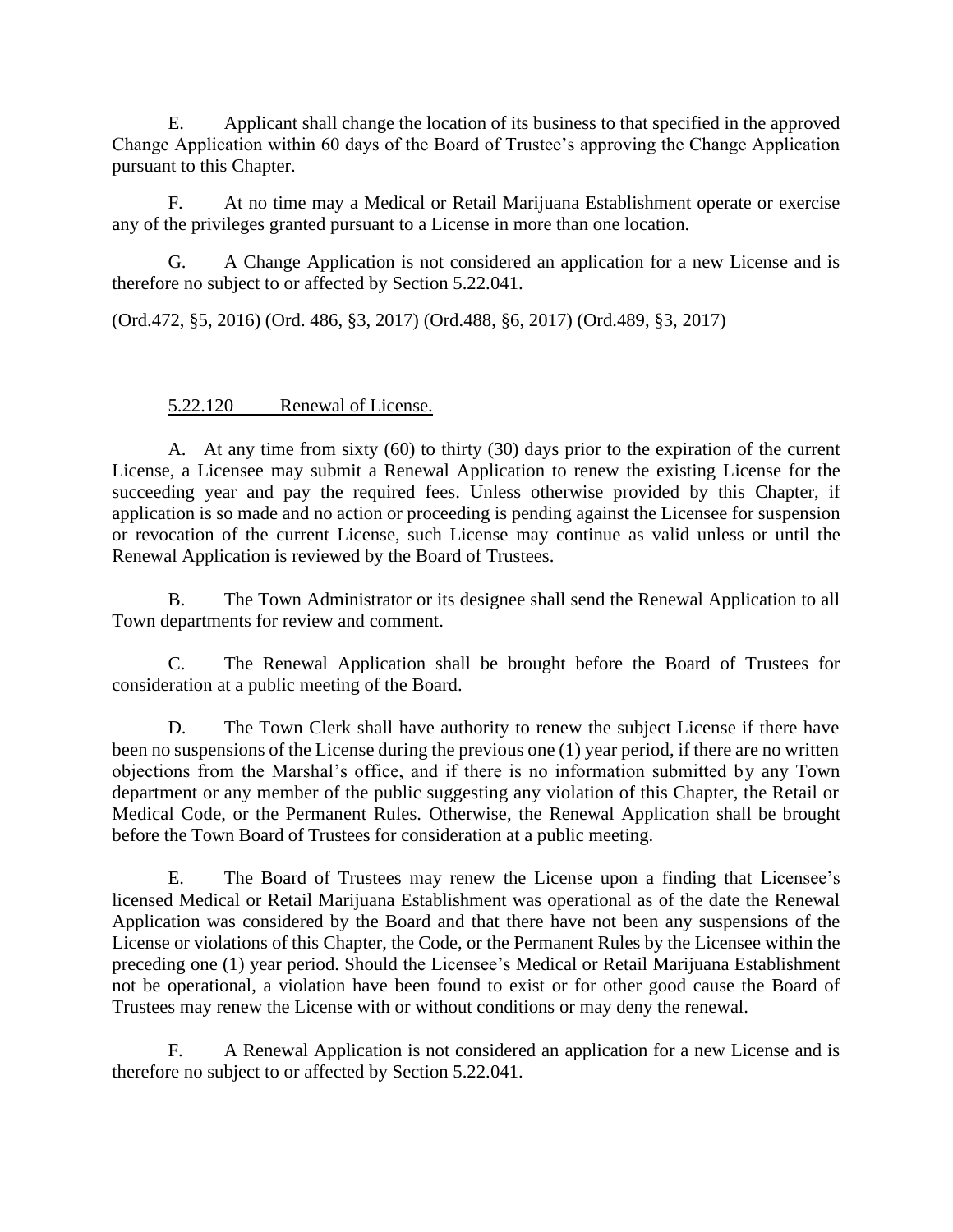E. Applicant shall change the location of its business to that specified in the approved Change Application within 60 days of the Board of Trustee's approving the Change Application pursuant to this Chapter.

F. At no time may a Medical or Retail Marijuana Establishment operate or exercise any of the privileges granted pursuant to a License in more than one location.

G. A Change Application is not considered an application for a new License and is therefore no subject to or affected by Section 5.22.041.

(Ord.472, §5, 2016) (Ord. 486, §3, 2017) (Ord.488, §6, 2017) (Ord.489, §3, 2017)

## 5.22.120 Renewal of License.

A. At any time from sixty (60) to thirty (30) days prior to the expiration of the current License, a Licensee may submit a Renewal Application to renew the existing License for the succeeding year and pay the required fees. Unless otherwise provided by this Chapter, if application is so made and no action or proceeding is pending against the Licensee for suspension or revocation of the current License, such License may continue as valid unless or until the Renewal Application is reviewed by the Board of Trustees.

B. The Town Administrator or its designee shall send the Renewal Application to all Town departments for review and comment.

C. The Renewal Application shall be brought before the Board of Trustees for consideration at a public meeting of the Board.

D. The Town Clerk shall have authority to renew the subject License if there have been no suspensions of the License during the previous one (1) year period, if there are no written objections from the Marshal's office, and if there is no information submitted by any Town department or any member of the public suggesting any violation of this Chapter, the Retail or Medical Code, or the Permanent Rules. Otherwise, the Renewal Application shall be brought before the Town Board of Trustees for consideration at a public meeting.

E. The Board of Trustees may renew the License upon a finding that Licensee's licensed Medical or Retail Marijuana Establishment was operational as of the date the Renewal Application was considered by the Board and that there have not been any suspensions of the License or violations of this Chapter, the Code, or the Permanent Rules by the Licensee within the preceding one (1) year period. Should the Licensee's Medical or Retail Marijuana Establishment not be operational, a violation have been found to exist or for other good cause the Board of Trustees may renew the License with or without conditions or may deny the renewal.

F. A Renewal Application is not considered an application for a new License and is therefore no subject to or affected by Section 5.22.041.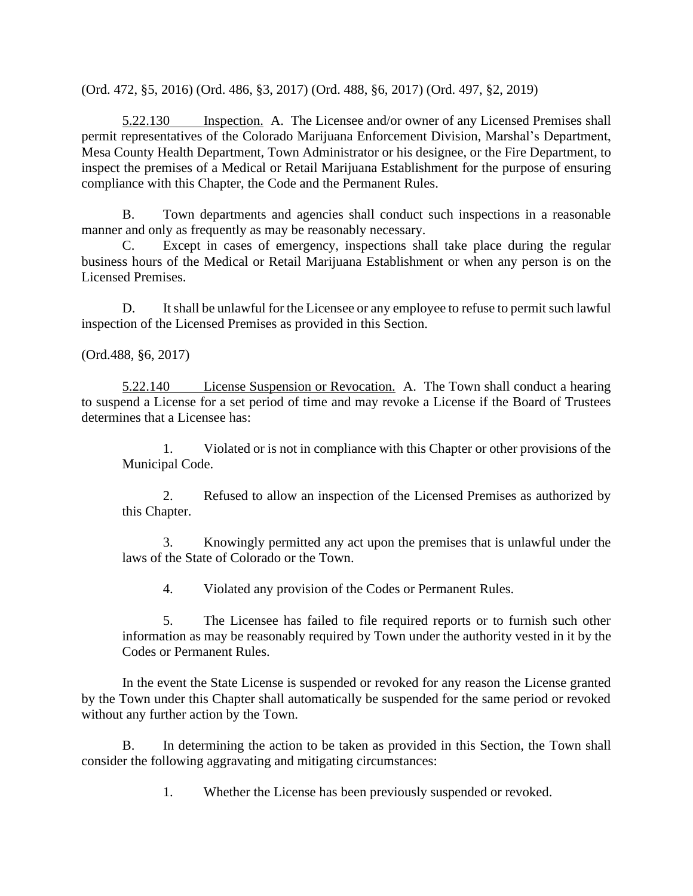(Ord. 472, §5, 2016) (Ord. 486, §3, 2017) (Ord. 488, §6, 2017) (Ord. 497, §2, 2019)

5.22.130 Inspection. A. The Licensee and/or owner of any Licensed Premises shall permit representatives of the Colorado Marijuana Enforcement Division, Marshal's Department, Mesa County Health Department, Town Administrator or his designee, or the Fire Department, to inspect the premises of a Medical or Retail Marijuana Establishment for the purpose of ensuring compliance with this Chapter, the Code and the Permanent Rules.

B. Town departments and agencies shall conduct such inspections in a reasonable manner and only as frequently as may be reasonably necessary.

C. Except in cases of emergency, inspections shall take place during the regular business hours of the Medical or Retail Marijuana Establishment or when any person is on the Licensed Premises.

D. It shall be unlawful for the Licensee or any employee to refuse to permit such lawful inspection of the Licensed Premises as provided in this Section.

(Ord.488, §6, 2017)

5.22.140 License Suspension or Revocation. A. The Town shall conduct a hearing to suspend a License for a set period of time and may revoke a License if the Board of Trustees determines that a Licensee has:

1. Violated or is not in compliance with this Chapter or other provisions of the Municipal Code.

2. Refused to allow an inspection of the Licensed Premises as authorized by this Chapter.

3. Knowingly permitted any act upon the premises that is unlawful under the laws of the State of Colorado or the Town.

4. Violated any provision of the Codes or Permanent Rules.

5. The Licensee has failed to file required reports or to furnish such other information as may be reasonably required by Town under the authority vested in it by the Codes or Permanent Rules.

In the event the State License is suspended or revoked for any reason the License granted by the Town under this Chapter shall automatically be suspended for the same period or revoked without any further action by the Town.

B. In determining the action to be taken as provided in this Section, the Town shall consider the following aggravating and mitigating circumstances:

1. Whether the License has been previously suspended or revoked.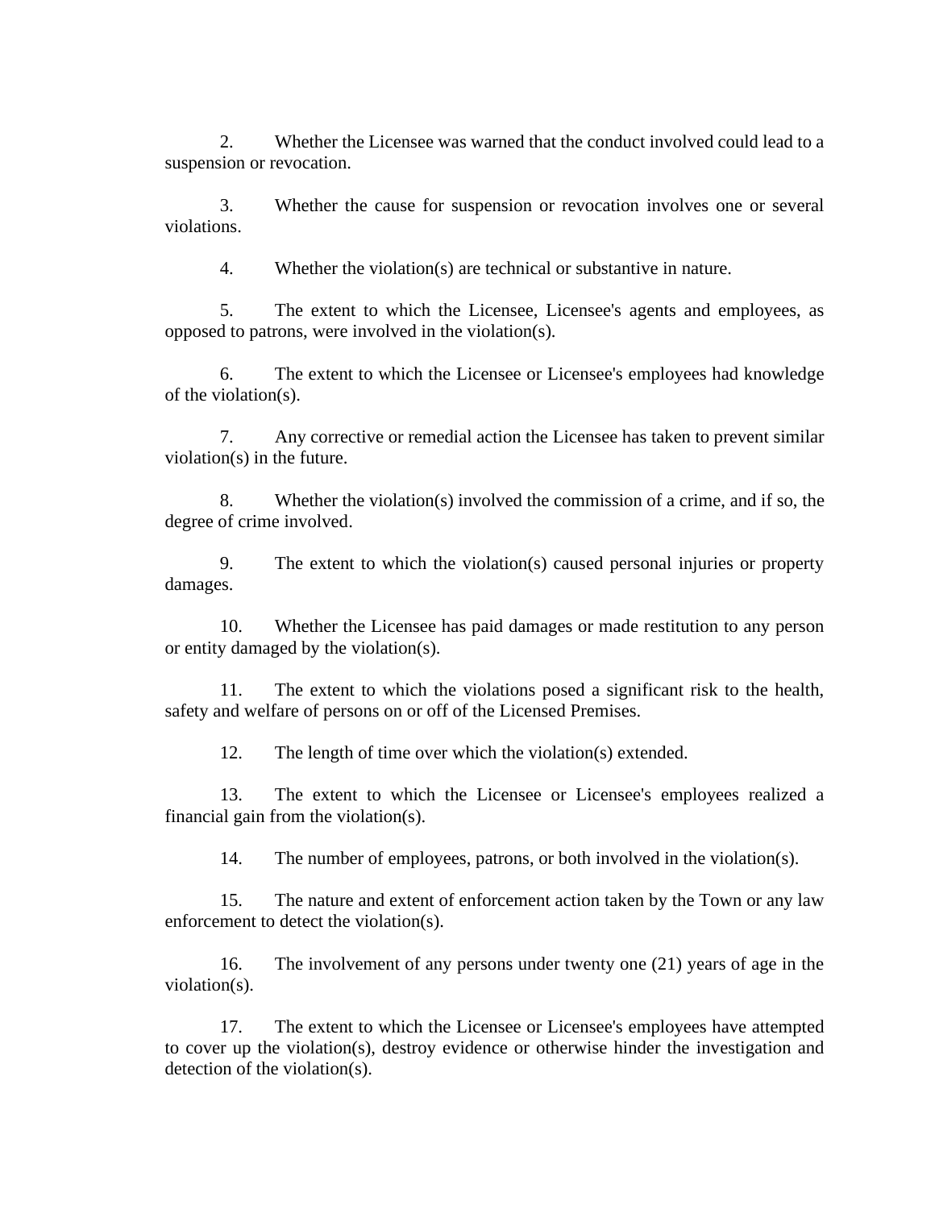2. Whether the Licensee was warned that the conduct involved could lead to a suspension or revocation.

3. Whether the cause for suspension or revocation involves one or several violations.

4. Whether the violation(s) are technical or substantive in nature.

5. The extent to which the Licensee, Licensee's agents and employees, as opposed to patrons, were involved in the violation(s).

6. The extent to which the Licensee or Licensee's employees had knowledge of the violation(s).

7. Any corrective or remedial action the Licensee has taken to prevent similar violation(s) in the future.

8. Whether the violation(s) involved the commission of a crime, and if so, the degree of crime involved.

9. The extent to which the violation(s) caused personal injuries or property damages.

10. Whether the Licensee has paid damages or made restitution to any person or entity damaged by the violation(s).

11. The extent to which the violations posed a significant risk to the health, safety and welfare of persons on or off of the Licensed Premises.

12. The length of time over which the violation(s) extended.

13. The extent to which the Licensee or Licensee's employees realized a financial gain from the violation(s).

14. The number of employees, patrons, or both involved in the violation(s).

15. The nature and extent of enforcement action taken by the Town or any law enforcement to detect the violation(s).

16. The involvement of any persons under twenty one (21) years of age in the violation(s).

17. The extent to which the Licensee or Licensee's employees have attempted to cover up the violation(s), destroy evidence or otherwise hinder the investigation and detection of the violation(s).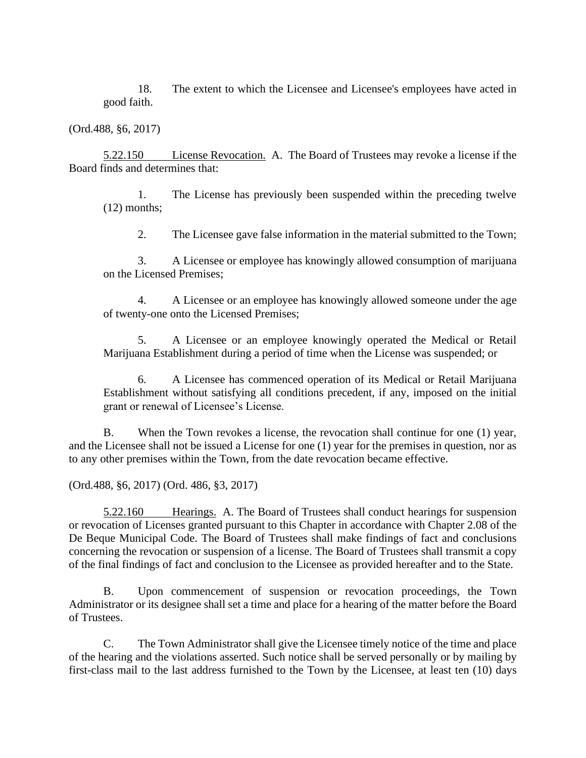18. The extent to which the Licensee and Licensee's employees have acted in good faith.

(Ord.488, §6, 2017)

5.22.150 License Revocation. A. The Board of Trustees may revoke a license if the Board finds and determines that:

1. The License has previously been suspended within the preceding twelve (12) months;

2. The Licensee gave false information in the material submitted to the Town;

3. A Licensee or employee has knowingly allowed consumption of marijuana on the Licensed Premises;

4. A Licensee or an employee has knowingly allowed someone under the age of twenty-one onto the Licensed Premises;

5. A Licensee or an employee knowingly operated the Medical or Retail Marijuana Establishment during a period of time when the License was suspended; or

6. A Licensee has commenced operation of its Medical or Retail Marijuana Establishment without satisfying all conditions precedent, if any, imposed on the initial grant or renewal of Licensee's License.

B. When the Town revokes a license, the revocation shall continue for one (1) year, and the Licensee shall not be issued a License for one (1) year for the premises in question, nor as to any other premises within the Town, from the date revocation became effective.

(Ord.488, §6, 2017) (Ord. 486, §3, 2017)

5.22.160 Hearings. A. The Board of Trustees shall conduct hearings for suspension or revocation of Licenses granted pursuant to this Chapter in accordance with Chapter 2.08 of the De Beque Municipal Code. The Board of Trustees shall make findings of fact and conclusions concerning the revocation or suspension of a license. The Board of Trustees shall transmit a copy of the final findings of fact and conclusion to the Licensee as provided hereafter and to the State.

B. Upon commencement of suspension or revocation proceedings, the Town Administrator or its designee shall set a time and place for a hearing of the matter before the Board of Trustees.

C. The Town Administrator shall give the Licensee timely notice of the time and place of the hearing and the violations asserted. Such notice shall be served personally or by mailing by first-class mail to the last address furnished to the Town by the Licensee, at least ten (10) days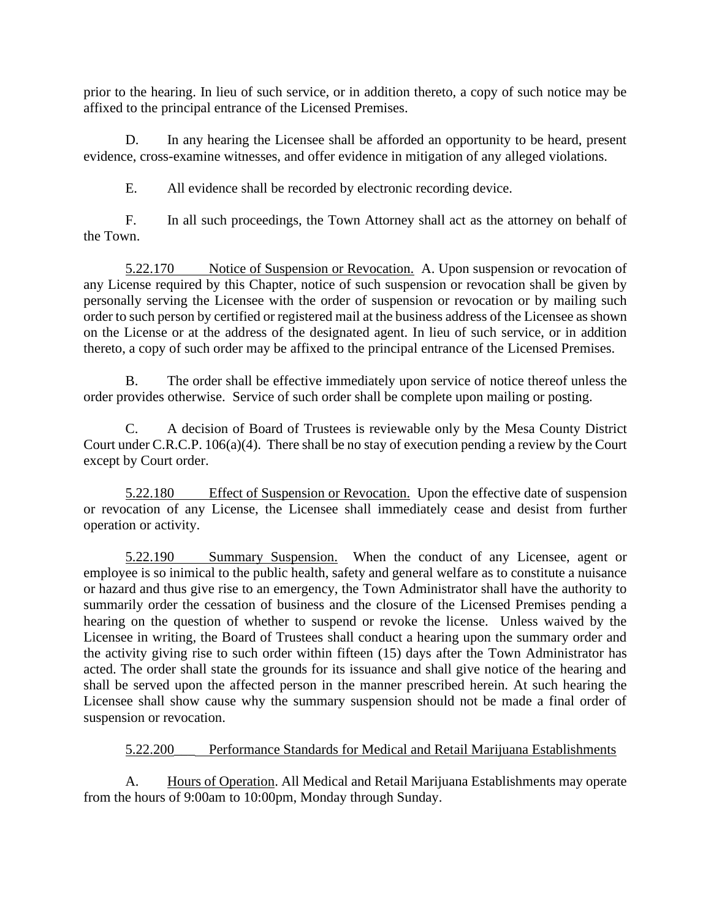prior to the hearing. In lieu of such service, or in addition thereto, a copy of such notice may be affixed to the principal entrance of the Licensed Premises.

D. In any hearing the Licensee shall be afforded an opportunity to be heard, present evidence, cross-examine witnesses, and offer evidence in mitigation of any alleged violations.

E. All evidence shall be recorded by electronic recording device.

F. In all such proceedings, the Town Attorney shall act as the attorney on behalf of the Town.

<u>5.22.170 Notice of Suspension or Revocation.</u> A. Upon suspension or revocation of any License required by this Chapter, notice of such suspension or revocation shall be given by personally serving the Licensee with the order of suspension or revocation or by mailing such order to such person by certified or registered mail at the business address of the Licensee as shown on the License or at the address of the designated agent. In lieu of such service, or in addition thereto, a copy of such order may be affixed to the principal entrance of the Licensed Premises.

B. The order shall be effective immediately upon service of notice thereof unless the order provides otherwise. Service of such order shall be complete upon mailing or posting.

C. A decision of Board of Trustees is reviewable only by the Mesa County District Court under C.R.C.P. 106(a)(4). There shall be no stay of execution pending a review by the Court except by Court order.

<u>5.22.180 Effect of Suspension or Revocation.</u> Upon the effective date of suspension or revocation of any License, the Licensee shall immediately cease and desist from further operation or activity.

<u>5.22.190 Summary Suspension.</u> When the conduct of any Licensee, agent or employee is so inimical to the public health, safety and general welfare as to constitute a nuisance or hazard and thus give rise to an emergency, the Town Administrator shall have the authority to summarily order the cessation of business and the closure of the Licensed Premises pending a hearing on the question of whether to suspend or revoke the license. Unless waived by the Licensee in writing, the Board of Trustees shall conduct a hearing upon the summary order and the activity giving rise to such order within fifteen (15) days after the Town Administrator has acted. The order shall state the grounds for its issuance and shall give notice of the hearing and shall be served upon the affected person in the manner prescribed herein. At such hearing the Licensee shall show cause why the summary suspension should not be made a final order of suspension or revocation.

<u>5.22.200 Performance Standards for Medical and Retail Marijuana Establishments</u>

A. <u>Hours of Operation</u>. All Medical and Retail Marijuana Establishments may operate from the hours of 9:00am to 10:00pm, Monday through Sunday.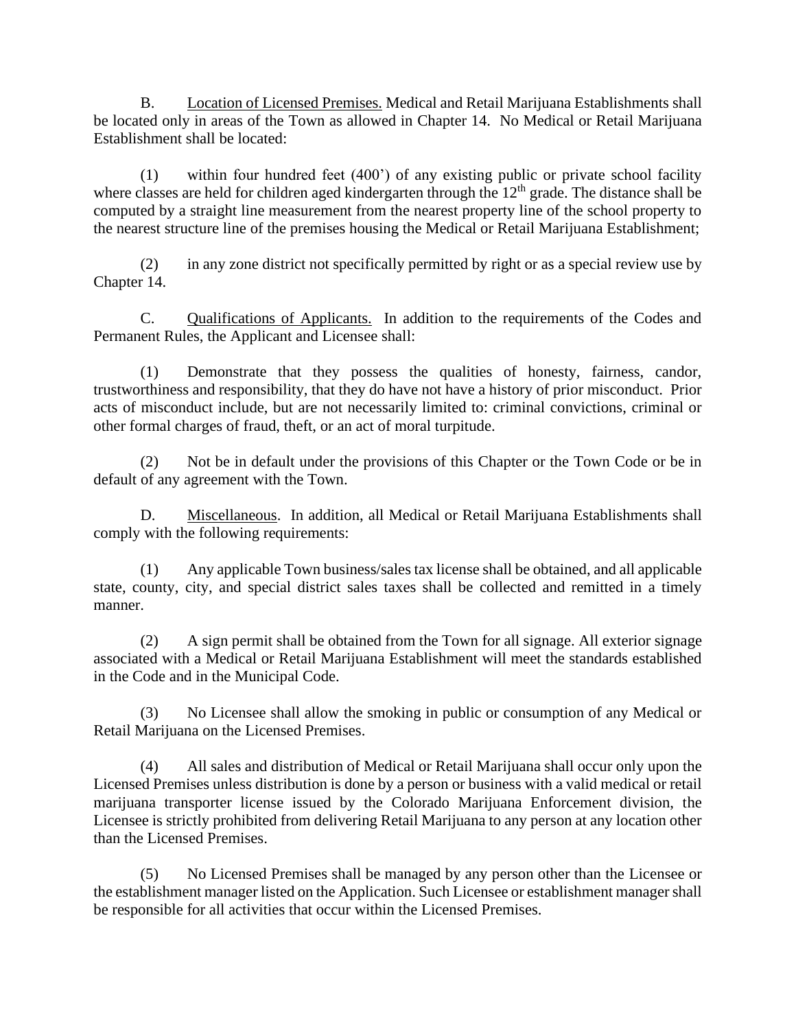B. Location of Licensed Premises. Medical and Retail Marijuana Establishments shall be located only in areas of the Town as allowed in Chapter 14. No Medical or Retail Marijuana Establishment shall be located:

(1) within four hundred feet (400') of any existing public or private school facility where classes are held for children aged kindergarten through the 12th grade. The distance shall be computed by a straight line measurement from the nearest property line of the school property to the nearest structure line of the premises housing the Medical or Retail Marijuana Establishment;

(2) in any zone district not specifically permitted by right or as a special review use by Chapter 14.

C. Qualifications of Applicants. In addition to the requirements of the Codes and Permanent Rules, the Applicant and Licensee shall:

(1) Demonstrate that they possess the qualities of honesty, fairness, candor, trustworthiness and responsibility, that they do have not have a history of prior misconduct. Prior acts of misconduct include, but are not necessarily limited to: criminal convictions, criminal or other formal charges of fraud, theft, or an act of moral turpitude.

(2) Not be in default under the provisions of this Chapter or the Town Code or be in default of any agreement with the Town.

D. Miscellaneous. In addition, all Medical or Retail Marijuana Establishments shall comply with the following requirements:

(1) Any applicable Town business/sales tax license shall be obtained, and all applicable state, county, city, and special district sales taxes shall be collected and remitted in a timely manner.

(2) A sign permit shall be obtained from the Town for all signage. All exterior signage associated with a Medical or Retail Marijuana Establishment will meet the standards established in the Code and in the Municipal Code.

(3) No Licensee shall allow the smoking in public or consumption of any Medical or Retail Marijuana on the Licensed Premises.

(4) All sales and distribution of Medical or Retail Marijuana shall occur only upon the Licensed Premises unless distribution is done by a person or business with a valid medical or retail marijuana transporter license issued by the Colorado Marijuana Enforcement division, the Licensee is strictly prohibited from delivering Retail Marijuana to any person at any location other than the Licensed Premises.

(5) No Licensed Premises shall be managed by any person other than the Licensee or the establishment manager listed on the Application. Such Licensee or establishment manager shall be responsible for all activities that occur within the Licensed Premises.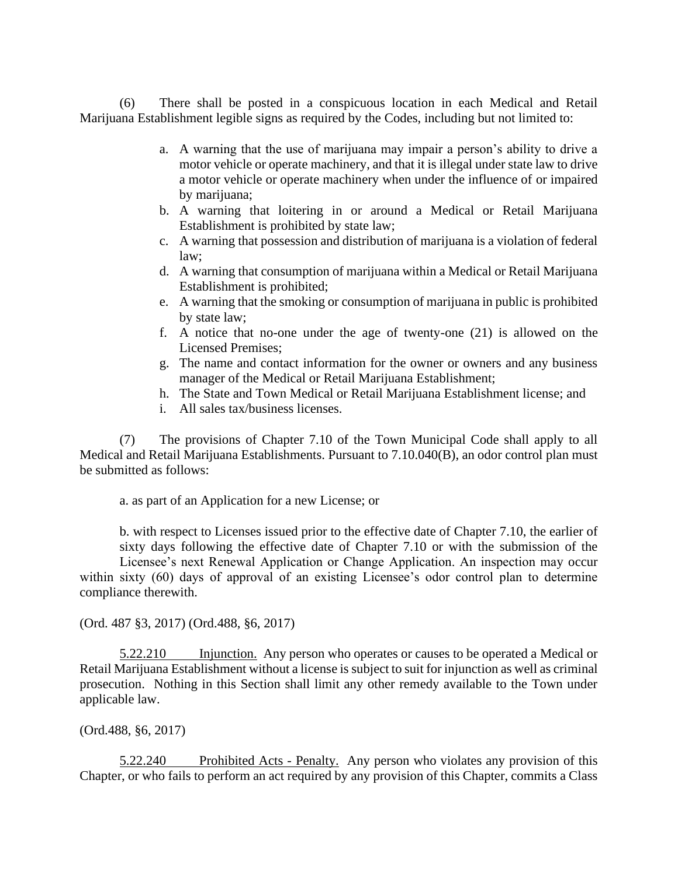(6) There shall be posted in a conspicuous location in each Medical and Retail Marijuana Establishment legible signs as required by the Codes, including but not limited to:

a. A warning that the use of marijuana may impair a person's ability to drive a motor vehicle or operate machinery, and that it is illegal under state law to drive a motor vehicle or operate machinery when under the influence of or impaired by marijuana;
b. A warning that loitering in or around a Medical or Retail Marijuana Establishment is prohibited by state law;
c. A warning that possession and distribution of marijuana is a violation of federal law;
d. A warning that consumption of marijuana within a Medical or Retail Marijuana Establishment is prohibited;
e. A warning that the smoking or consumption of marijuana in public is prohibited by state law;
f. A notice that no-one under the age of twenty-one (21) is allowed on the Licensed Premises;
g. The name and contact information for the owner or owners and any business manager of the Medical or Retail Marijuana Establishment;
h. The State and Town Medical or Retail Marijuana Establishment license; and
i. All sales tax/business licenses.

(7) The provisions of Chapter 7.10 of the Town Municipal Code shall apply to all Medical and Retail Marijuana Establishments. Pursuant to 7.10.040(B), an odor control plan must be submitted as follows:

a. as part of an Application for a new License; or

b. with respect to Licenses issued prior to the effective date of Chapter 7.10, the earlier of sixty days following the effective date of Chapter 7.10 or with the submission of the Licensee's next Renewal Application or Change Application. An inspection may occur within sixty (60) days of approval of an existing Licensee's odor control plan to determine compliance therewith.

(Ord. 487 §3, 2017) (Ord.488, §6, 2017)

5.22.210 Injunction. Any person who operates or causes to be operated a Medical or Retail Marijuana Establishment without a license is subject to suit for injunction as well as criminal prosecution. Nothing in this Section shall limit any other remedy available to the Town under applicable law.

(Ord.488, §6, 2017)

5.22.240 Prohibited Acts - Penalty. Any person who violates any provision of this Chapter, or who fails to perform an act required by any provision of this Chapter, commits a Class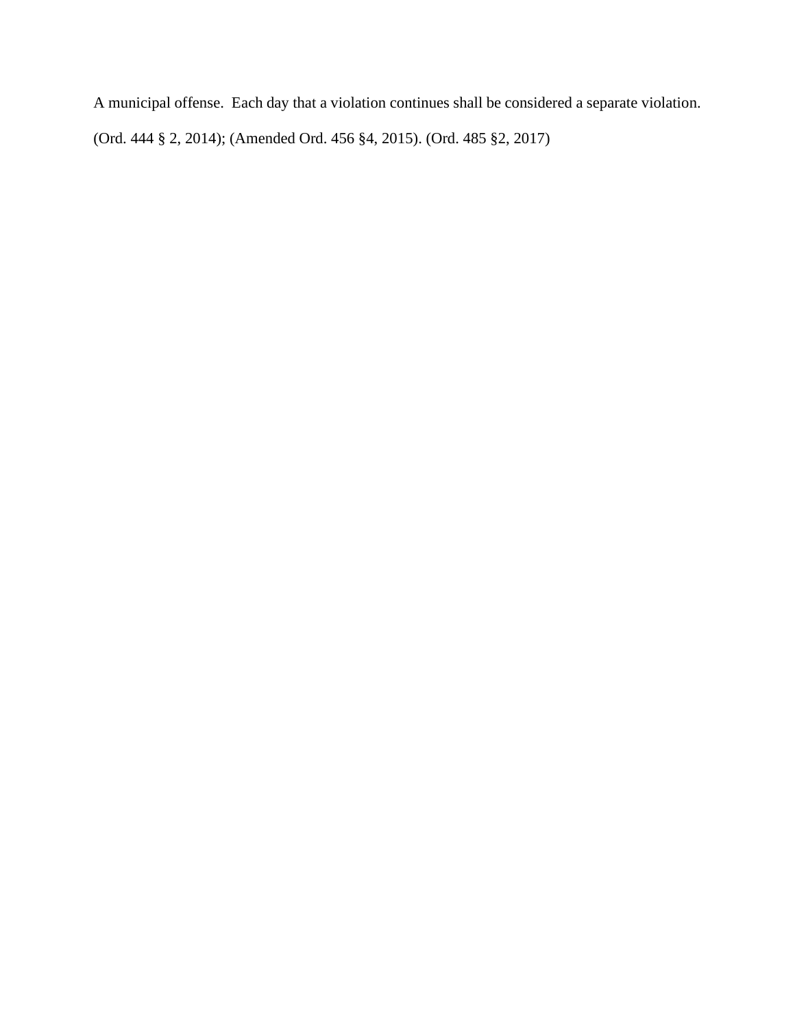A municipal offense. Each day that a violation continues shall be considered a separate violation.

(Ord. 444 § 2, 2014); (Amended Ord. 456 §4, 2015). (Ord. 485 §2, 2017)